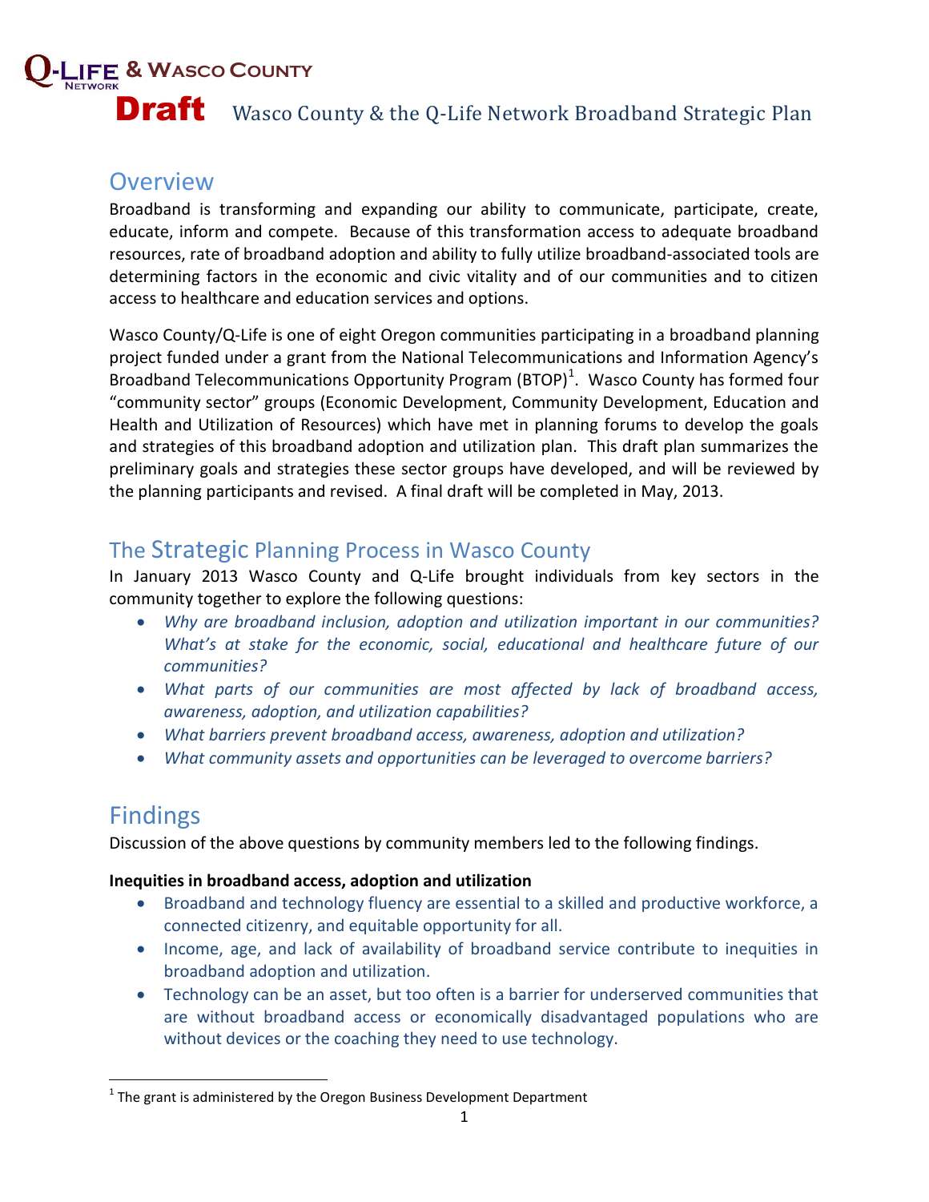Q-LIFE NETWORK & WASCO COUNTY

# Draft Wasco County & the Q-Life Network Broadband Strategic Plan

## Overview

Broadband is transforming and expanding our ability to communicate, participate, create, educate, inform and compete. Because of this transformation access to adequate broadband resources, rate of broadband adoption and ability to fully utilize broadband-associated tools are determining factors in the economic and civic vitality and of our communities and to citizen access to healthcare and education services and options.

Wasco County/Q-Life is one of eight Oregon communities participating in a broadband planning project funded under a grant from the National Telecommunications and Information Agency's Broadband Telecommunications Opportunity Program (BTOP)[1]. Wasco County has formed four "community sector" groups (Economic Development, Community Development, Education and Health and Utilization of Resources) which have met in planning forums to develop the goals and strategies of this broadband adoption and utilization plan. This draft plan summarizes the preliminary goals and strategies these sector groups have developed, and will be reviewed by the planning participants and revised. A final draft will be completed in May, 2013.

## The Strategic Planning Process in Wasco County

In January 2013 Wasco County and Q-Life brought individuals from key sectors in the community together to explore the following questions:

- *Why are broadband inclusion, adoption and utilization important in our communities? What's at stake for the economic, social, educational and healthcare future of our communities?*
- *What parts of our communities are most affected by lack of broadband access, awareness, adoption, and utilization capabilities?*
- *What barriers prevent broadband access, awareness, adoption and utilization?*
- *What community assets and opportunities can be leveraged to overcome barriers?*

## Findings

Discussion of the above questions by community members led to the following findings.

**Inequities in broadband access, adoption and utilization**

- Broadband and technology fluency are essential to a skilled and productive workforce, a connected citizenry, and equitable opportunity for all.
- Income, age, and lack of availability of broadband service contribute to inequities in broadband adoption and utilization.
- Technology can be an asset, but too often is a barrier for underserved communities that are without broadband access or economically disadvantaged populations who are without devices or the coaching they need to use technology.

[1] The grant is administered by the Oregon Business Development Department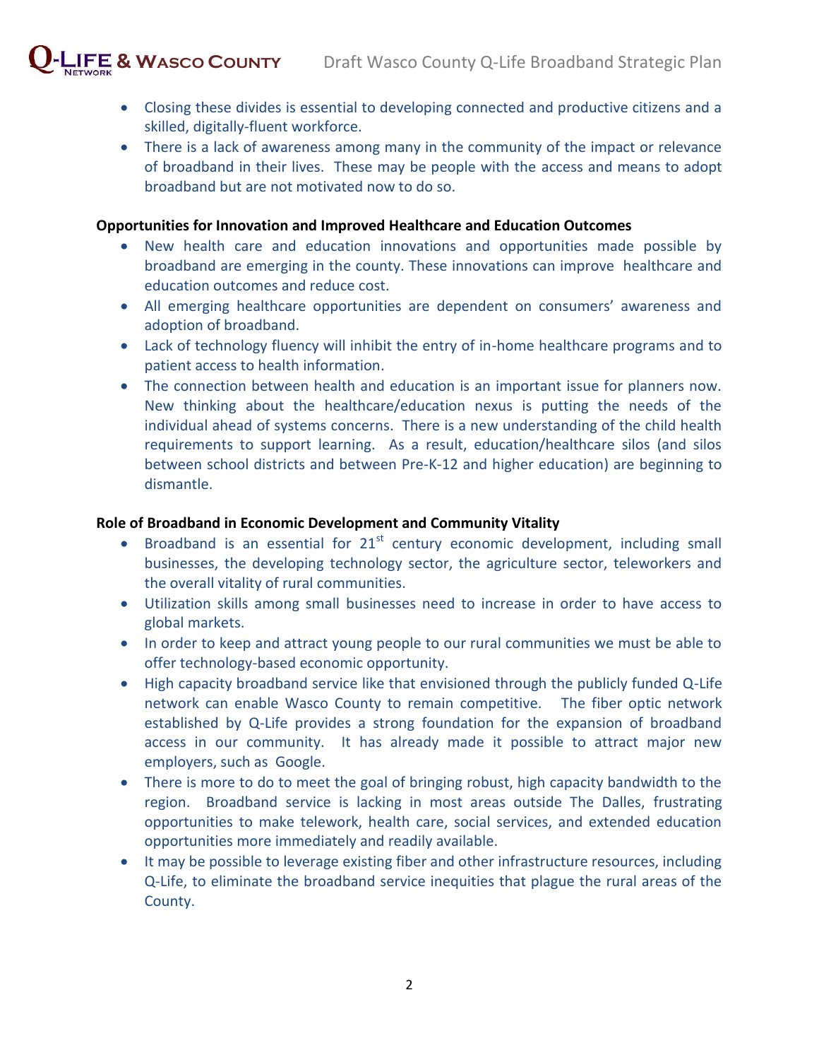- Closing these divides is essential to developing connected and productive citizens and a skilled, digitally-fluent workforce.
- There is a lack of awareness among many in the community of the impact or relevance of broadband in their lives. These may be people with the access and means to adopt broadband but are not motivated now to do so.

**Opportunities for Innovation and Improved Healthcare and Education Outcomes**

- New health care and education innovations and opportunities made possible by broadband are emerging in the county. These innovations can improve healthcare and education outcomes and reduce cost.
- All emerging healthcare opportunities are dependent on consumers' awareness and adoption of broadband.
- Lack of technology fluency will inhibit the entry of in-home healthcare programs and to patient access to health information.
- The connection between health and education is an important issue for planners now. New thinking about the healthcare/education nexus is putting the needs of the individual ahead of systems concerns. There is a new understanding of the child health requirements to support learning. As a result, education/healthcare silos (and silos between school districts and between Pre-K-12 and higher education) are beginning to dismantle.

**Role of Broadband in Economic Development and Community Vitality**

- Broadband is an essential for 21st century economic development, including small businesses, the developing technology sector, the agriculture sector, teleworkers and the overall vitality of rural communities.
- Utilization skills among small businesses need to increase in order to have access to global markets.
- In order to keep and attract young people to our rural communities we must be able to offer technology-based economic opportunity.
- High capacity broadband service like that envisioned through the publicly funded Q-Life network can enable Wasco County to remain competitive. The fiber optic network established by Q-Life provides a strong foundation for the expansion of broadband access in our community. It has already made it possible to attract major new employers, such as Google.
- There is more to do to meet the goal of bringing robust, high capacity bandwidth to the region. Broadband service is lacking in most areas outside The Dalles, frustrating opportunities to make telework, health care, social services, and extended education opportunities more immediately and readily available.
- It may be possible to leverage existing fiber and other infrastructure resources, including Q-Life, to eliminate the broadband service inequities that plague the rural areas of the County.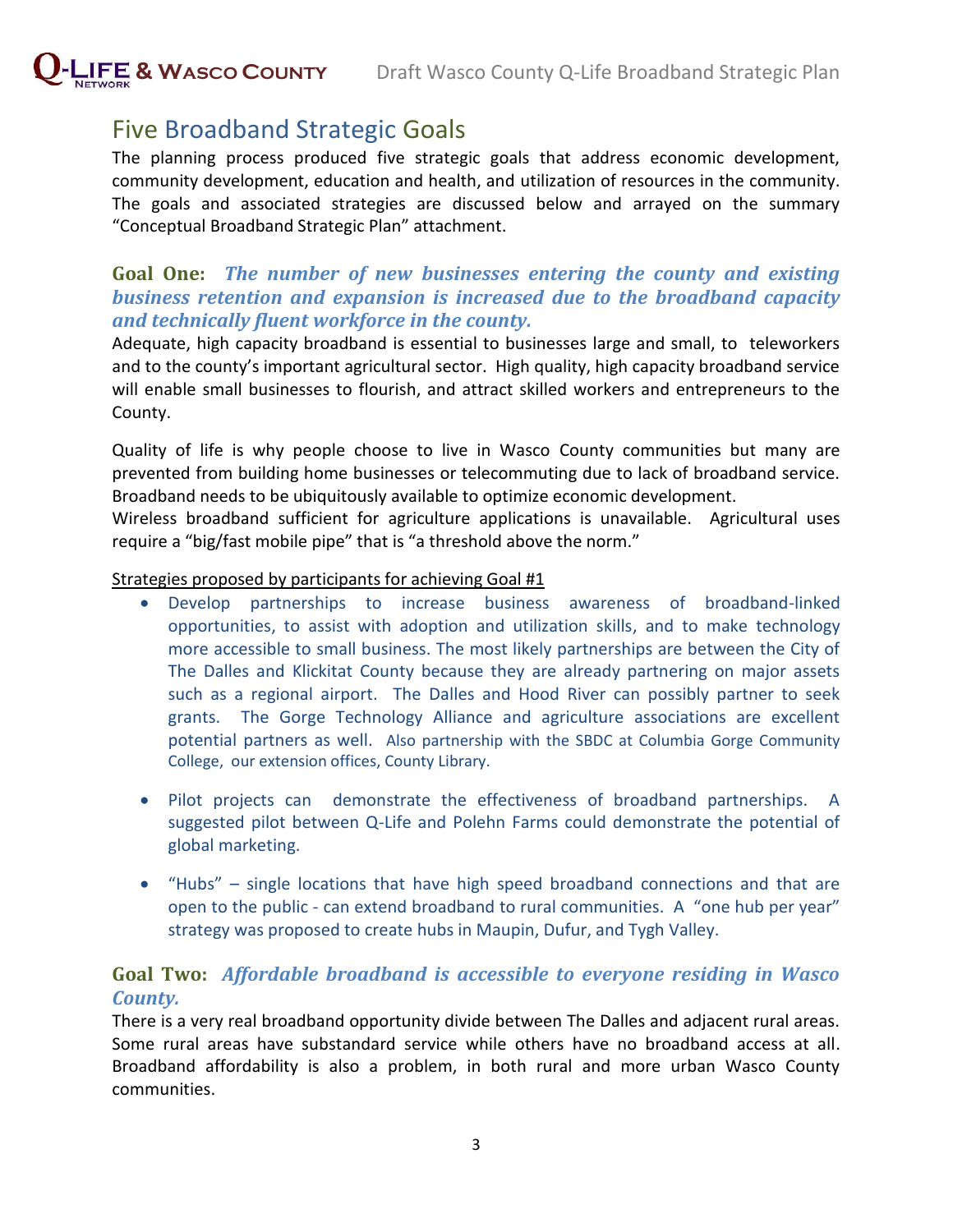## Five Broadband Strategic Goals

The planning process produced five strategic goals that address economic development, community development, education and health, and utilization of resources in the community. The goals and associated strategies are discussed below and arrayed on the summary "Conceptual Broadband Strategic Plan" attachment.

### Goal One: *The number of new businesses entering the county and existing business retention and expansion is increased due to the broadband capacity and technically fluent workforce in the county.*

Adequate, high capacity broadband is essential to businesses large and small, to teleworkers and to the county's important agricultural sector. High quality, high capacity broadband service will enable small businesses to flourish, and attract skilled workers and entrepreneurs to the County.

Quality of life is why people choose to live in Wasco County communities but many are prevented from building home businesses or telecommuting due to lack of broadband service. Broadband needs to be ubiquitously available to optimize economic development.

Wireless broadband sufficient for agriculture applications is unavailable. Agricultural uses require a "big/fast mobile pipe" that is "a threshold above the norm."

Strategies proposed by participants for achieving Goal #1

- Develop partnerships to increase business awareness of broadband-linked opportunities, to assist with adoption and utilization skills, and to make technology more accessible to small business. The most likely partnerships are between the City of The Dalles and Klickitat County because they are already partnering on major assets such as a regional airport. The Dalles and Hood River can possibly partner to seek grants. The Gorge Technology Alliance and agriculture associations are excellent potential partners as well. Also partnership with the SBDC at Columbia Gorge Community College, our extension offices, County Library.
- Pilot projects can demonstrate the effectiveness of broadband partnerships. A suggested pilot between Q-Life and Polehn Farms could demonstrate the potential of global marketing.
- "Hubs" – single locations that have high speed broadband connections and that are open to the public - can extend broadband to rural communities. A "one hub per year" strategy was proposed to create hubs in Maupin, Dufur, and Tygh Valley.

### Goal Two: *Affordable broadband is accessible to everyone residing in Wasco County.*

There is a very real broadband opportunity divide between The Dalles and adjacent rural areas. Some rural areas have substandard service while others have no broadband access at all. Broadband affordability is also a problem, in both rural and more urban Wasco County communities.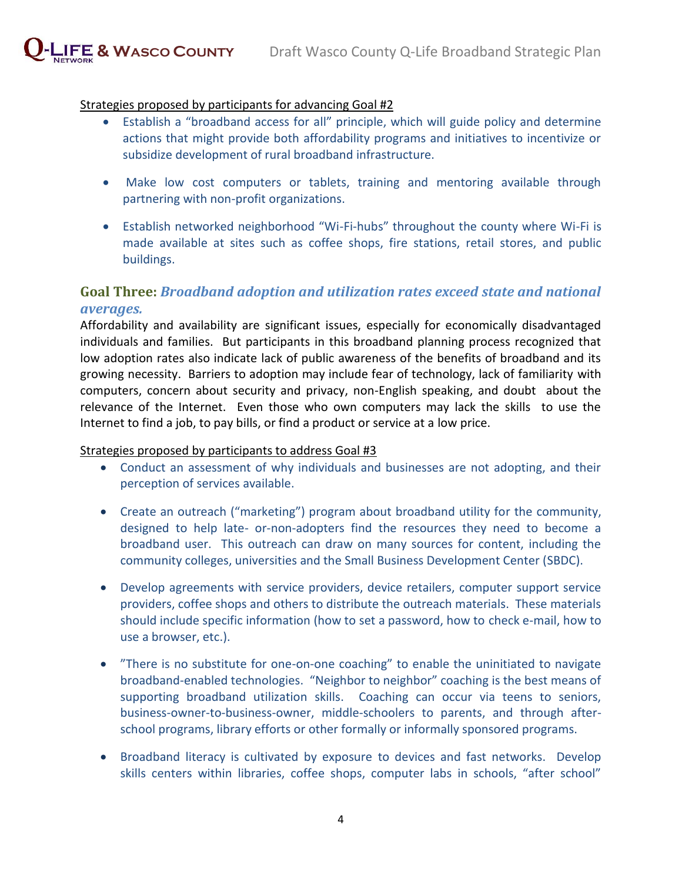Strategies proposed by participants for advancing Goal #2

- Establish a "broadband access for all" principle, which will guide policy and determine actions that might provide both affordability programs and initiatives to incentivize or subsidize development of rural broadband infrastructure.

- Make low cost computers or tablets, training and mentoring available through partnering with non-profit organizations.

- Establish networked neighborhood "Wi-Fi-hubs" throughout the county where Wi-Fi is made available at sites such as coffee shops, fire stations, retail stores, and public buildings.

## Goal Three: *Broadband adoption and utilization rates exceed state and national averages.*

Affordability and availability are significant issues, especially for economically disadvantaged individuals and families. But participants in this broadband planning process recognized that low adoption rates also indicate lack of public awareness of the benefits of broadband and its growing necessity. Barriers to adoption may include fear of technology, lack of familiarity with computers, concern about security and privacy, non-English speaking, and doubt about the relevance of the Internet. Even those who own computers may lack the skills to use the Internet to find a job, to pay bills, or find a product or service at a low price.

Strategies proposed by participants to address Goal #3

- Conduct an assessment of why individuals and businesses are not adopting, and their perception of services available.

- Create an outreach ("marketing") program about broadband utility for the community, designed to help late- or-non-adopters find the resources they need to become a broadband user. This outreach can draw on many sources for content, including the community colleges, universities and the Small Business Development Center (SBDC).

- Develop agreements with service providers, device retailers, computer support service providers, coffee shops and others to distribute the outreach materials. These materials should include specific information (how to set a password, how to check e-mail, how to use a browser, etc.).

- "There is no substitute for one-on-one coaching" to enable the uninitiated to navigate broadband-enabled technologies. "Neighbor to neighbor" coaching is the best means of supporting broadband utilization skills. Coaching can occur via teens to seniors, business-owner-to-business-owner, middle-schoolers to parents, and through after-school programs, library efforts or other formally or informally sponsored programs.

- Broadband literacy is cultivated by exposure to devices and fast networks. Develop skills centers within libraries, coffee shops, computer labs in schools, "after school"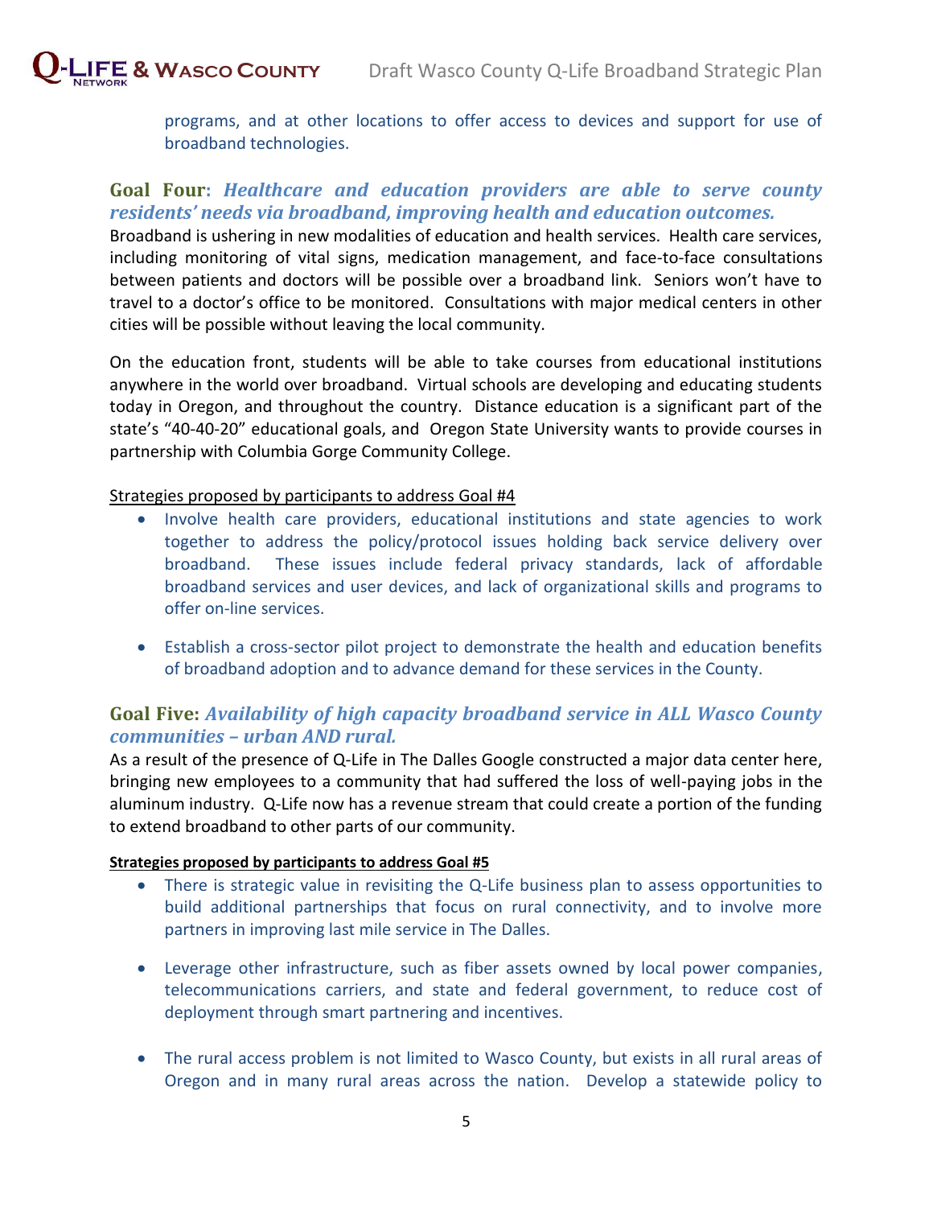programs, and at other locations to offer access to devices and support for use of broadband technologies.

## Goal Four: *Healthcare and education providers are able to serve county residents' needs via broadband, improving health and education outcomes.*

Broadband is ushering in new modalities of education and health services. Health care services, including monitoring of vital signs, medication management, and face-to-face consultations between patients and doctors will be possible over a broadband link. Seniors won't have to travel to a doctor's office to be monitored. Consultations with major medical centers in other cities will be possible without leaving the local community.

On the education front, students will be able to take courses from educational institutions anywhere in the world over broadband. Virtual schools are developing and educating students today in Oregon, and throughout the country. Distance education is a significant part of the state's "40-40-20" educational goals, and Oregon State University wants to provide courses in partnership with Columbia Gorge Community College.

Strategies proposed by participants to address Goal #4

- Involve health care providers, educational institutions and state agencies to work together to address the policy/protocol issues holding back service delivery over broadband. These issues include federal privacy standards, lack of affordable broadband services and user devices, and lack of organizational skills and programs to offer on-line services.

- Establish a cross-sector pilot project to demonstrate the health and education benefits of broadband adoption and to advance demand for these services in the County.

## Goal Five: *Availability of high capacity broadband service in ALL Wasco County communities – urban AND rural.*

As a result of the presence of Q-Life in The Dalles Google constructed a major data center here, bringing new employees to a community that had suffered the loss of well-paying jobs in the aluminum industry. Q-Life now has a revenue stream that could create a portion of the funding to extend broadband to other parts of our community.

**Strategies proposed by participants to address Goal #5**

- There is strategic value in revisiting the Q-Life business plan to assess opportunities to build additional partnerships that focus on rural connectivity, and to involve more partners in improving last mile service in The Dalles.

- Leverage other infrastructure, such as fiber assets owned by local power companies, telecommunications carriers, and state and federal government, to reduce cost of deployment through smart partnering and incentives.

- The rural access problem is not limited to Wasco County, but exists in all rural areas of Oregon and in many rural areas across the nation. Develop a statewide policy to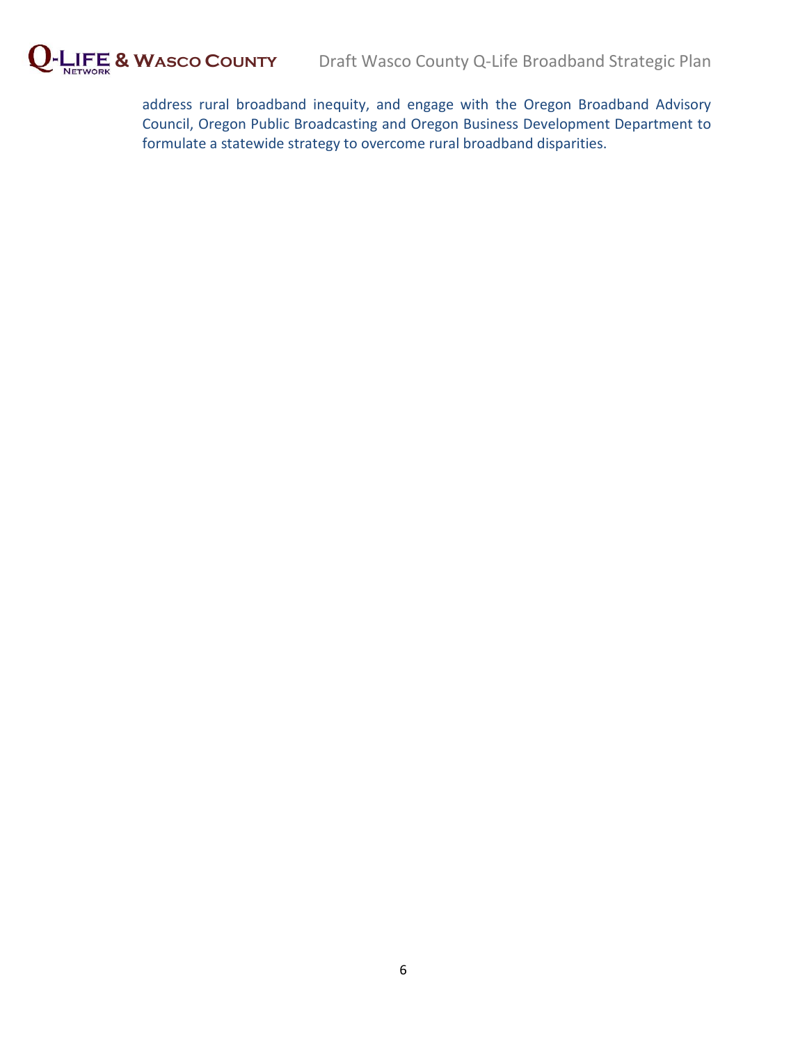address rural broadband inequity, and engage with the Oregon Broadband Advisory Council, Oregon Public Broadcasting and Oregon Business Development Department to formulate a statewide strategy to overcome rural broadband disparities.